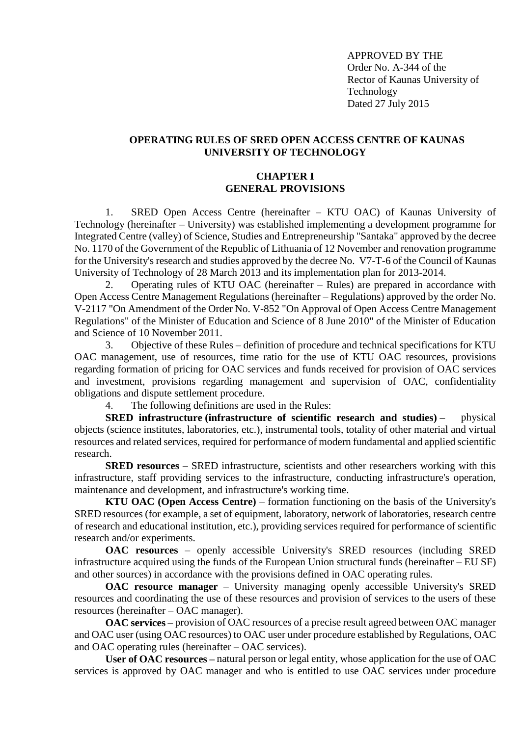APPROVED BY THE
Order No. A-344 of the
Rector of Kaunas University of
Technology
Dated 27 July 2015

# OPERATING RULES OF SRED OPEN ACCESS CENTRE OF KAUNAS UNIVERSITY OF TECHNOLOGY

## CHAPTER I
## GENERAL PROVISIONS

1. SRED Open Access Centre (hereinafter – KTU OAC) of Kaunas University of Technology (hereinafter – University) was established implementing a development programme for Integrated Centre (valley) of Science, Studies and Entrepreneurship "Santaka" approved by the decree No. 1170 of the Government of the Republic of Lithuania of 12 November and renovation programme for the University's research and studies approved by the decree No. V7-T-6 of the Council of Kaunas University of Technology of 28 March 2013 and its implementation plan for 2013-2014.

2. Operating rules of KTU OAC (hereinafter – Rules) are prepared in accordance with Open Access Centre Management Regulations (hereinafter – Regulations) approved by the order No. V-2117 "On Amendment of the Order No. V-852 "On Approval of Open Access Centre Management Regulations" of the Minister of Education and Science of 8 June 2010" of the Minister of Education and Science of 10 November 2011.

3. Objective of these Rules – definition of procedure and technical specifications for KTU OAC management, use of resources, time ratio for the use of KTU OAC resources, provisions regarding formation of pricing for OAC services and funds received for provision of OAC services and investment, provisions regarding management and supervision of OAC, confidentiality obligations and dispute settlement procedure.

4. The following definitions are used in the Rules:

**SRED infrastructure (infrastructure of scientific research and studies) –** physical objects (science institutes, laboratories, etc.), instrumental tools, totality of other material and virtual resources and related services, required for performance of modern fundamental and applied scientific research.

**SRED resources –** SRED infrastructure, scientists and other researchers working with this infrastructure, staff providing services to the infrastructure, conducting infrastructure's operation, maintenance and development, and infrastructure's working time.

**KTU OAC (Open Access Centre)** – formation functioning on the basis of the University's SRED resources (for example, a set of equipment, laboratory, network of laboratories, research centre of research and educational institution, etc.), providing services required for performance of scientific research and/or experiments.

**OAC resources** – openly accessible University's SRED resources (including SRED infrastructure acquired using the funds of the European Union structural funds (hereinafter – EU SF) and other sources) in accordance with the provisions defined in OAC operating rules.

**OAC resource manager** – University managing openly accessible University's SRED resources and coordinating the use of these resources and provision of services to the users of these resources (hereinafter – OAC manager).

**OAC services –** provision of OAC resources of a precise result agreed between OAC manager and OAC user (using OAC resources) to OAC user under procedure established by Regulations, OAC and OAC operating rules (hereinafter – OAC services).

**User of OAC resources –** natural person or legal entity, whose application for the use of OAC services is approved by OAC manager and who is entitled to use OAC services under procedure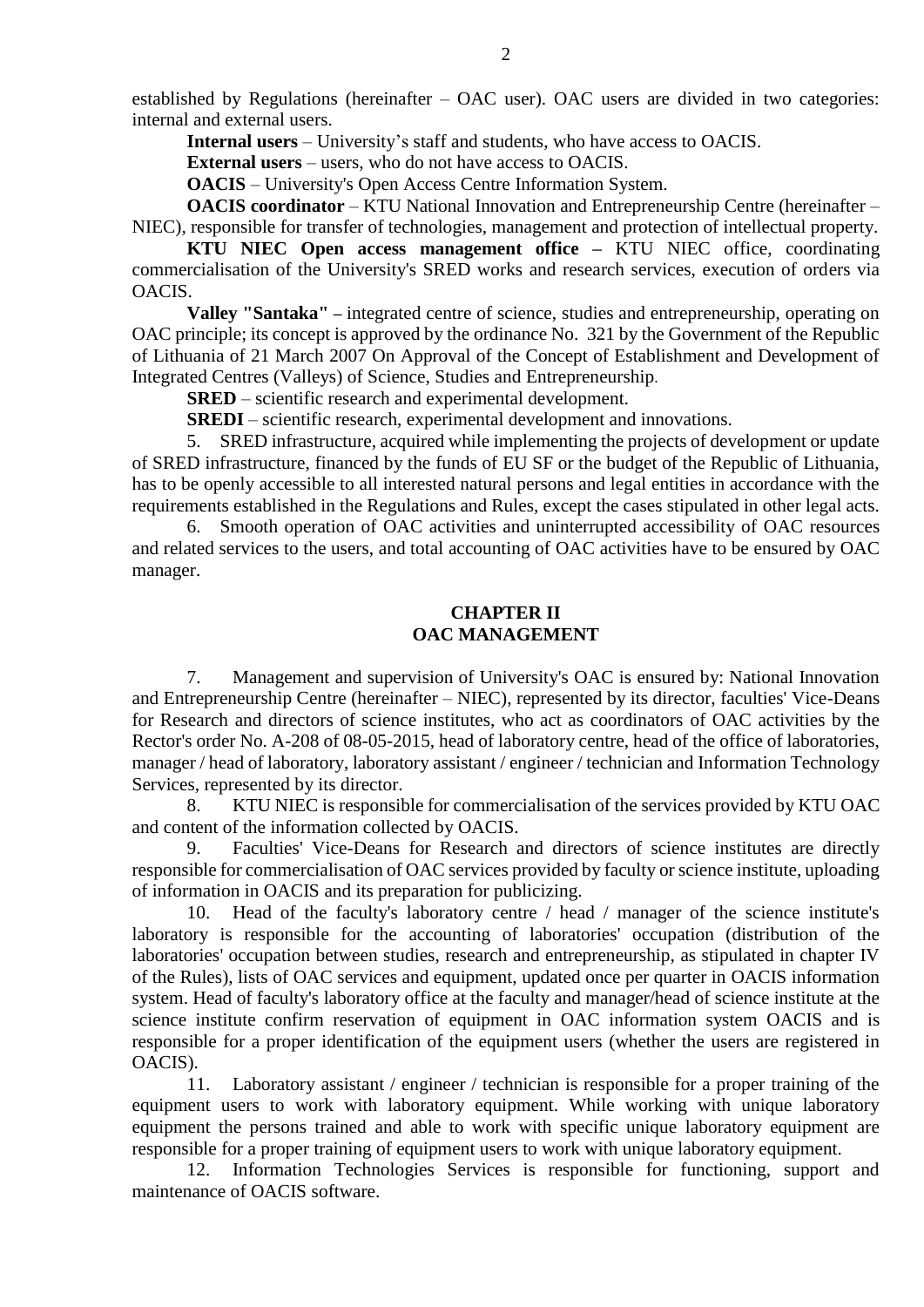established by Regulations (hereinafter – OAC user). OAC users are divided in two categories: internal and external users.

**Internal users** – University's staff and students, who have access to OACIS.

**External users** – users, who do not have access to OACIS.

**OACIS** – University's Open Access Centre Information System.

**OACIS coordinator** – KTU National Innovation and Entrepreneurship Centre (hereinafter – NIEC), responsible for transfer of technologies, management and protection of intellectual property.

**KTU NIEC Open access management office –** KTU NIEC office, coordinating commercialisation of the University's SRED works and research services, execution of orders via OACIS.

**Valley "Santaka" –** integrated centre of science, studies and entrepreneurship, operating on OAC principle; its concept is approved by the ordinance No. 321 by the Government of the Republic of Lithuania of 21 March 2007 On Approval of the Concept of Establishment and Development of Integrated Centres (Valleys) of Science, Studies and Entrepreneurship.

**SRED** – scientific research and experimental development.

**SREDI** – scientific research, experimental development and innovations.

5. SRED infrastructure, acquired while implementing the projects of development or update of SRED infrastructure, financed by the funds of EU SF or the budget of the Republic of Lithuania, has to be openly accessible to all interested natural persons and legal entities in accordance with the requirements established in the Regulations and Rules, except the cases stipulated in other legal acts.

6. Smooth operation of OAC activities and uninterrupted accessibility of OAC resources and related services to the users, and total accounting of OAC activities have to be ensured by OAC manager.

## CHAPTER II
## OAC MANAGEMENT

7. Management and supervision of University's OAC is ensured by: National Innovation and Entrepreneurship Centre (hereinafter – NIEC), represented by its director, faculties' Vice-Deans for Research and directors of science institutes, who act as coordinators of OAC activities by the Rector's order No. A-208 of 08-05-2015, head of laboratory centre, head of the office of laboratories, manager / head of laboratory, laboratory assistant / engineer / technician and Information Technology Services, represented by its director.

8. KTU NIEC is responsible for commercialisation of the services provided by KTU OAC and content of the information collected by OACIS.

9. Faculties' Vice-Deans for Research and directors of science institutes are directly responsible for commercialisation of OAC services provided by faculty or science institute, uploading of information in OACIS and its preparation for publicizing.

10. Head of the faculty's laboratory centre / head / manager of the science institute's laboratory is responsible for the accounting of laboratories' occupation (distribution of the laboratories' occupation between studies, research and entrepreneurship, as stipulated in chapter IV of the Rules), lists of OAC services and equipment, updated once per quarter in OACIS information system. Head of faculty's laboratory office at the faculty and manager/head of science institute at the science institute confirm reservation of equipment in OAC information system OACIS and is responsible for a proper identification of the equipment users (whether the users are registered in OACIS).

11. Laboratory assistant / engineer / technician is responsible for a proper training of the equipment users to work with laboratory equipment. While working with unique laboratory equipment the persons trained and able to work with specific unique laboratory equipment are responsible for a proper training of equipment users to work with unique laboratory equipment.

12. Information Technologies Services is responsible for functioning, support and maintenance of OACIS software.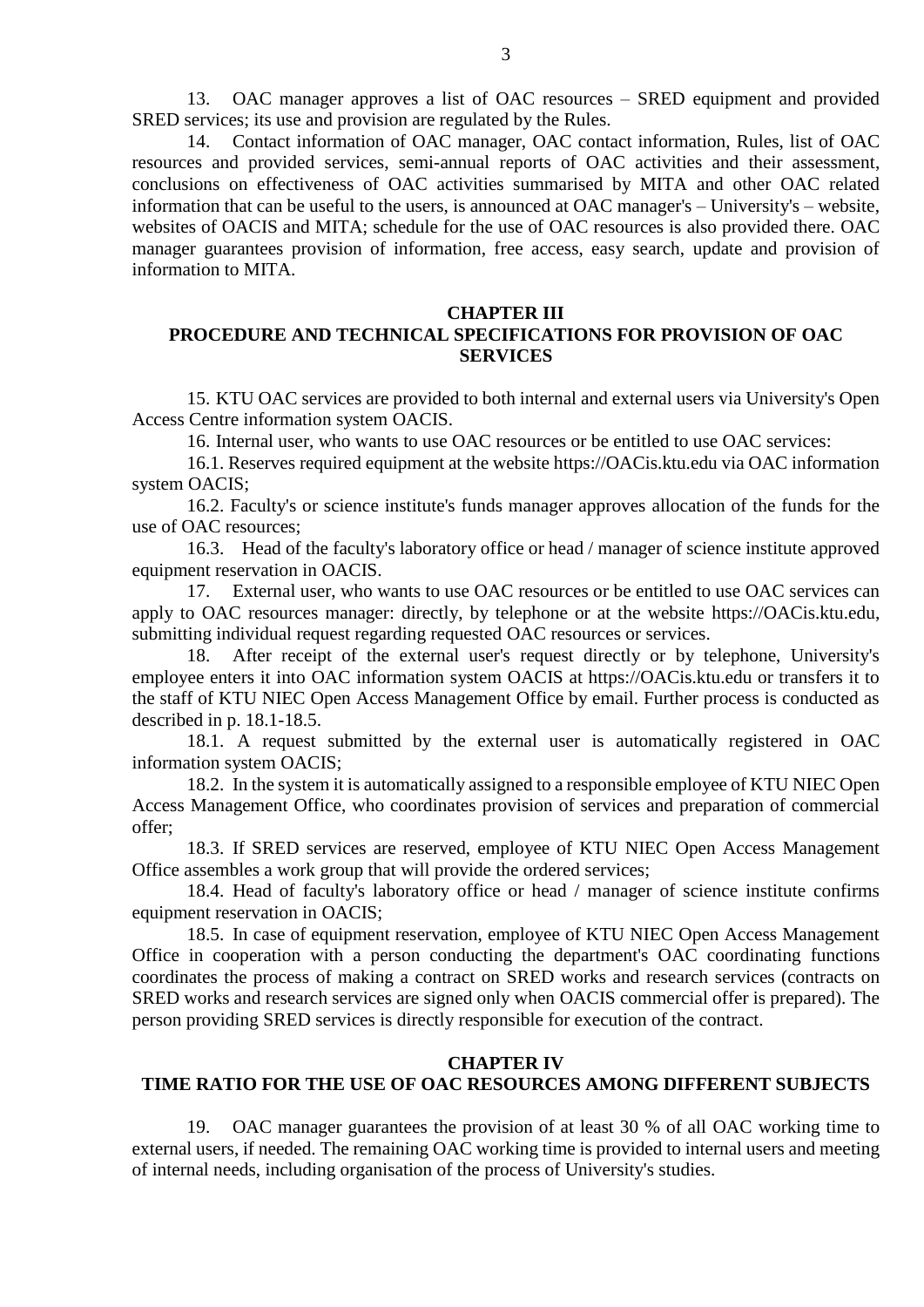13. OAC manager approves a list of OAC resources – SRED equipment and provided SRED services; its use and provision are regulated by the Rules.

14. Contact information of OAC manager, OAC contact information, Rules, list of OAC resources and provided services, semi-annual reports of OAC activities and their assessment, conclusions on effectiveness of OAC activities summarised by MITA and other OAC related information that can be useful to the users, is announced at OAC manager's – University's – website, websites of OACIS and MITA; schedule for the use of OAC resources is also provided there. OAC manager guarantees provision of information, free access, easy search, update and provision of information to MITA.

## CHAPTER III
## PROCEDURE AND TECHNICAL SPECIFICATIONS FOR PROVISION OF OAC SERVICES

15. KTU OAC services are provided to both internal and external users via University's Open Access Centre information system OACIS.

16. Internal user, who wants to use OAC resources or be entitled to use OAC services:

16.1. Reserves required equipment at the website https://OACis.ktu.edu via OAC information system OACIS;

16.2. Faculty's or science institute's funds manager approves allocation of the funds for the use of OAC resources;

16.3. Head of the faculty's laboratory office or head / manager of science institute approved equipment reservation in OACIS.

17. External user, who wants to use OAC resources or be entitled to use OAC services can apply to OAC resources manager: directly, by telephone or at the website https://OACis.ktu.edu, submitting individual request regarding requested OAC resources or services.

18. After receipt of the external user's request directly or by telephone, University's employee enters it into OAC information system OACIS at https://OACis.ktu.edu or transfers it to the staff of KTU NIEC Open Access Management Office by email. Further process is conducted as described in p. 18.1-18.5.

18.1. A request submitted by the external user is automatically registered in OAC information system OACIS;

18.2. In the system it is automatically assigned to a responsible employee of KTU NIEC Open Access Management Office, who coordinates provision of services and preparation of commercial offer;

18.3. If SRED services are reserved, employee of KTU NIEC Open Access Management Office assembles a work group that will provide the ordered services;

18.4. Head of faculty's laboratory office or head / manager of science institute confirms equipment reservation in OACIS;

18.5. In case of equipment reservation, employee of KTU NIEC Open Access Management Office in cooperation with a person conducting the department's OAC coordinating functions coordinates the process of making a contract on SRED works and research services (contracts on SRED works and research services are signed only when OACIS commercial offer is prepared). The person providing SRED services is directly responsible for execution of the contract.

## CHAPTER IV
## TIME RATIO FOR THE USE OF OAC RESOURCES AMONG DIFFERENT SUBJECTS

19. OAC manager guarantees the provision of at least 30 % of all OAC working time to external users, if needed. The remaining OAC working time is provided to internal users and meeting of internal needs, including organisation of the process of University's studies.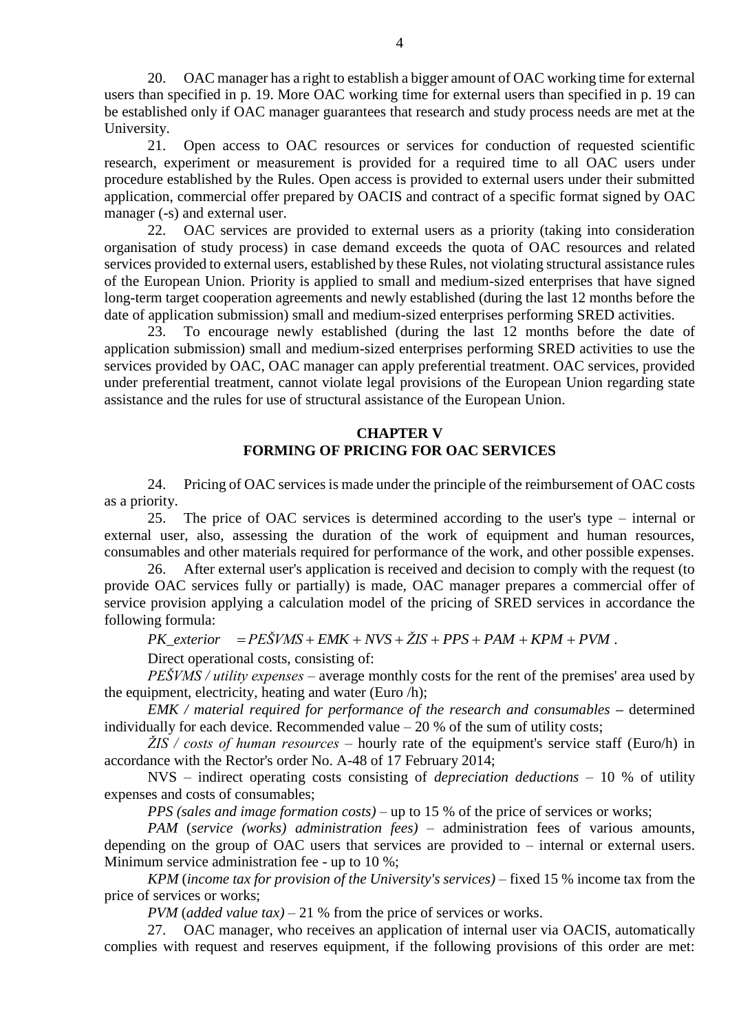20. OAC manager has a right to establish a bigger amount of OAC working time for external users than specified in p. 19. More OAC working time for external users than specified in p. 19 can be established only if OAC manager guarantees that research and study process needs are met at the University.

21. Open access to OAC resources or services for conduction of requested scientific research, experiment or measurement is provided for a required time to all OAC users under procedure established by the Rules. Open access is provided to external users under their submitted application, commercial offer prepared by OACIS and contract of a specific format signed by OAC manager (-s) and external user.

22. OAC services are provided to external users as a priority (taking into consideration organisation of study process) in case demand exceeds the quota of OAC resources and related services provided to external users, established by these Rules, not violating structural assistance rules of the European Union. Priority is applied to small and medium-sized enterprises that have signed long-term target cooperation agreements and newly established (during the last 12 months before the date of application submission) small and medium-sized enterprises performing SRED activities.

23. To encourage newly established (during the last 12 months before the date of application submission) small and medium-sized enterprises performing SRED activities to use the services provided by OAC, OAC manager can apply preferential treatment. OAC services, provided under preferential treatment, cannot violate legal provisions of the European Union regarding state assistance and the rules for use of structural assistance of the European Union.

## CHAPTER V
## FORMING OF PRICING FOR OAC SERVICES

24. Pricing of OAC services is made under the principle of the reimbursement of OAC costs as a priority.

25. The price of OAC services is determined according to the user's type – internal or external user, also, assessing the duration of the work of equipment and human resources, consumables and other materials required for performance of the work, and other possible expenses.

26. After external user's application is received and decision to comply with the request (to provide OAC services fully or partially) is made, OAC manager prepares a commercial offer of service provision applying a calculation model of the pricing of SRED services in accordance the following formula:

$$PK\_exterior = PEŠVMS + EMK + NVS + ŽIS + PPS + PAM + KPM + PVM .$$

Direct operational costs, consisting of:

*PEŠVMS / utility expenses* – average monthly costs for the rent of the premises' area used by the equipment, electricity, heating and water (Euro /h);

*EMK / material required for performance of the research and consumables* **–** determined individually for each device. Recommended value – 20 % of the sum of utility costs;

*ŽIS / costs of human resources* – hourly rate of the equipment's service staff (Euro/h) in accordance with the Rector's order No. A-48 of 17 February 2014;

NVS – indirect operating costs consisting of *depreciation deductions* – 10 % of utility expenses and costs of consumables;

*PPS (sales and image formation costs)* – up to 15 % of the price of services or works;

*PAM* (*service (works) administration fees)* – administration fees of various amounts, depending on the group of OAC users that services are provided to – internal or external users. Minimum service administration fee - up to 10 %;

*KPM* (*income tax for provision of the University's services)* – fixed 15 % income tax from the price of services or works;

*PVM* (*added value tax)* – 21 % from the price of services or works.

27. OAC manager, who receives an application of internal user via OACIS, automatically complies with request and reserves equipment, if the following provisions of this order are met: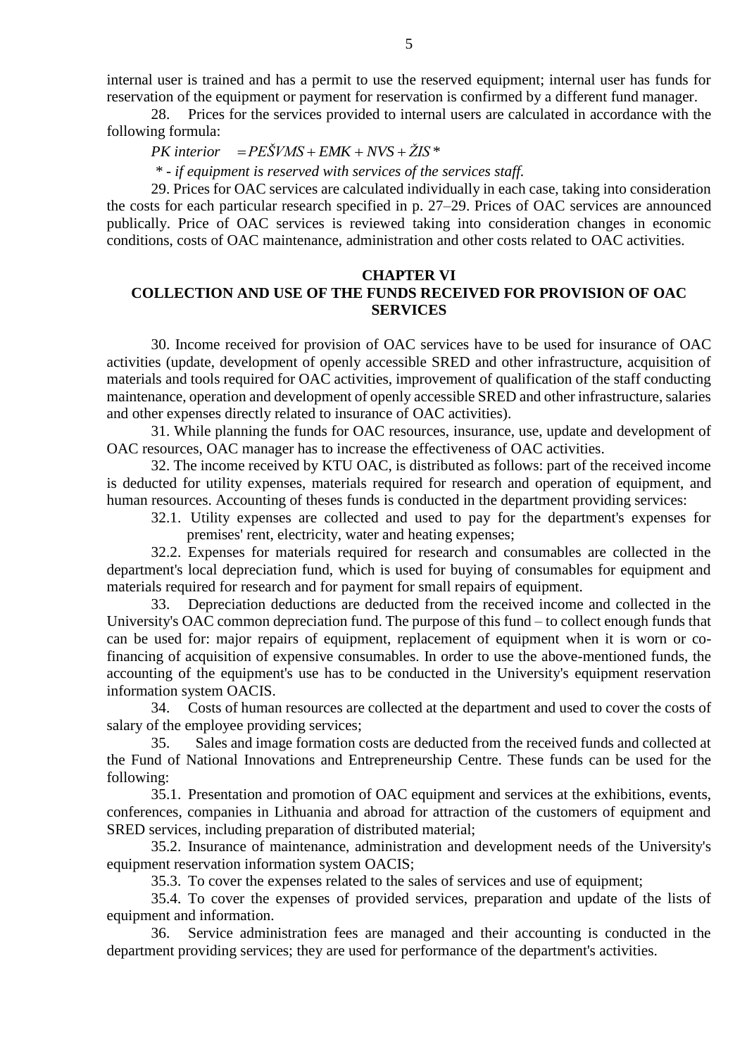internal user is trained and has a permit to use the reserved equipment; internal user has funds for reservation of the equipment or payment for reservation is confirmed by a different fund manager.

28. Prices for the services provided to internal users are calculated in accordance with the following formula:

$$PK\ interior = PEŠVMS + EMK + NVS + ŽIS^{*}$$

*\* - if equipment is reserved with services of the services staff.*

29. Prices for OAC services are calculated individually in each case, taking into consideration the costs for each particular research specified in p. 27–29. Prices of OAC services are announced publically. Price of OAC services is reviewed taking into consideration changes in economic conditions, costs of OAC maintenance, administration and other costs related to OAC activities.

## CHAPTER VI
## COLLECTION AND USE OF THE FUNDS RECEIVED FOR PROVISION OF OAC SERVICES

30. Income received for provision of OAC services have to be used for insurance of OAC activities (update, development of openly accessible SRED and other infrastructure, acquisition of materials and tools required for OAC activities, improvement of qualification of the staff conducting maintenance, operation and development of openly accessible SRED and other infrastructure, salaries and other expenses directly related to insurance of OAC activities).

31. While planning the funds for OAC resources, insurance, use, update and development of OAC resources, OAC manager has to increase the effectiveness of OAC activities.

32. The income received by KTU OAC, is distributed as follows: part of the received income is deducted for utility expenses, materials required for research and operation of equipment, and human resources. Accounting of theses funds is conducted in the department providing services:

32.1. Utility expenses are collected and used to pay for the department's expenses for premises' rent, electricity, water and heating expenses;

32.2. Expenses for materials required for research and consumables are collected in the department's local depreciation fund, which is used for buying of consumables for equipment and materials required for research and for payment for small repairs of equipment.

33. Depreciation deductions are deducted from the received income and collected in the University's OAC common depreciation fund. The purpose of this fund – to collect enough funds that can be used for: major repairs of equipment, replacement of equipment when it is worn or co-financing of acquisition of expensive consumables. In order to use the above-mentioned funds, the accounting of the equipment's use has to be conducted in the University's equipment reservation information system OACIS.

34. Costs of human resources are collected at the department and used to cover the costs of salary of the employee providing services;

35. Sales and image formation costs are deducted from the received funds and collected at the Fund of National Innovations and Entrepreneurship Centre. These funds can be used for the following:

35.1. Presentation and promotion of OAC equipment and services at the exhibitions, events, conferences, companies in Lithuania and abroad for attraction of the customers of equipment and SRED services, including preparation of distributed material;

35.2. Insurance of maintenance, administration and development needs of the University's equipment reservation information system OACIS;

35.3. To cover the expenses related to the sales of services and use of equipment;

35.4. To cover the expenses of provided services, preparation and update of the lists of equipment and information.

36. Service administration fees are managed and their accounting is conducted in the department providing services; they are used for performance of the department's activities.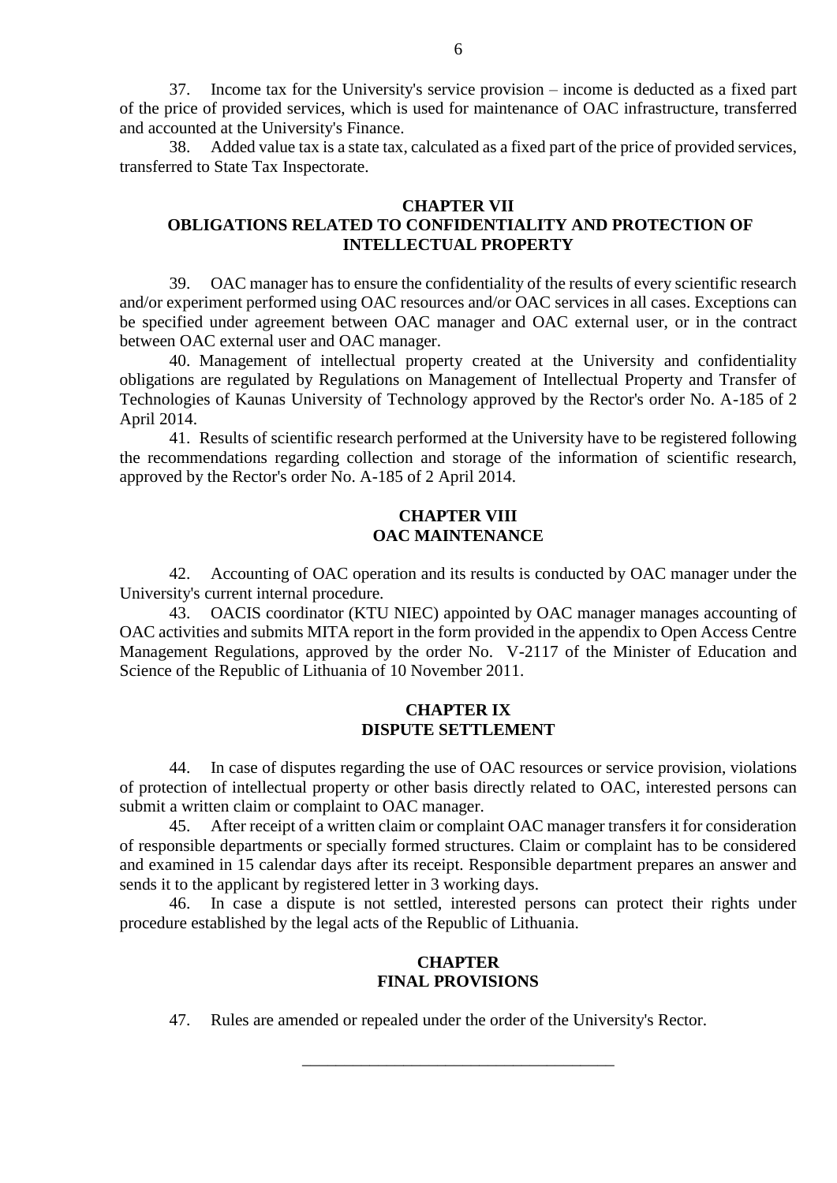37. Income tax for the University's service provision – income is deducted as a fixed part of the price of provided services, which is used for maintenance of OAC infrastructure, transferred and accounted at the University's Finance.

38. Added value tax is a state tax, calculated as a fixed part of the price of provided services, transferred to State Tax Inspectorate.

## CHAPTER VII
## OBLIGATIONS RELATED TO CONFIDENTIALITY AND PROTECTION OF INTELLECTUAL PROPERTY

39. OAC manager has to ensure the confidentiality of the results of every scientific research and/or experiment performed using OAC resources and/or OAC services in all cases. Exceptions can be specified under agreement between OAC manager and OAC external user, or in the contract between OAC external user and OAC manager.

40. Management of intellectual property created at the University and confidentiality obligations are regulated by Regulations on Management of Intellectual Property and Transfer of Technologies of Kaunas University of Technology approved by the Rector's order No. A-185 of 2 April 2014.

41. Results of scientific research performed at the University have to be registered following the recommendations regarding collection and storage of the information of scientific research, approved by the Rector's order No. A-185 of 2 April 2014.

## CHAPTER VIII
## OAC MAINTENANCE

42. Accounting of OAC operation and its results is conducted by OAC manager under the University's current internal procedure.

43. OACIS coordinator (KTU NIEC) appointed by OAC manager manages accounting of OAC activities and submits MITA report in the form provided in the appendix to Open Access Centre Management Regulations, approved by the order No. V-2117 of the Minister of Education and Science of the Republic of Lithuania of 10 November 2011.

## CHAPTER IX
## DISPUTE SETTLEMENT

44. In case of disputes regarding the use of OAC resources or service provision, violations of protection of intellectual property or other basis directly related to OAC, interested persons can submit a written claim or complaint to OAC manager.

45. After receipt of a written claim or complaint OAC manager transfers it for consideration of responsible departments or specially formed structures. Claim or complaint has to be considered and examined in 15 calendar days after its receipt. Responsible department prepares an answer and sends it to the applicant by registered letter in 3 working days.

46. In case a dispute is not settled, interested persons can protect their rights under procedure established by the legal acts of the Republic of Lithuania.

## CHAPTER
## FINAL PROVISIONS

47. Rules are amended or repealed under the order of the University's Rector.

______________________________________